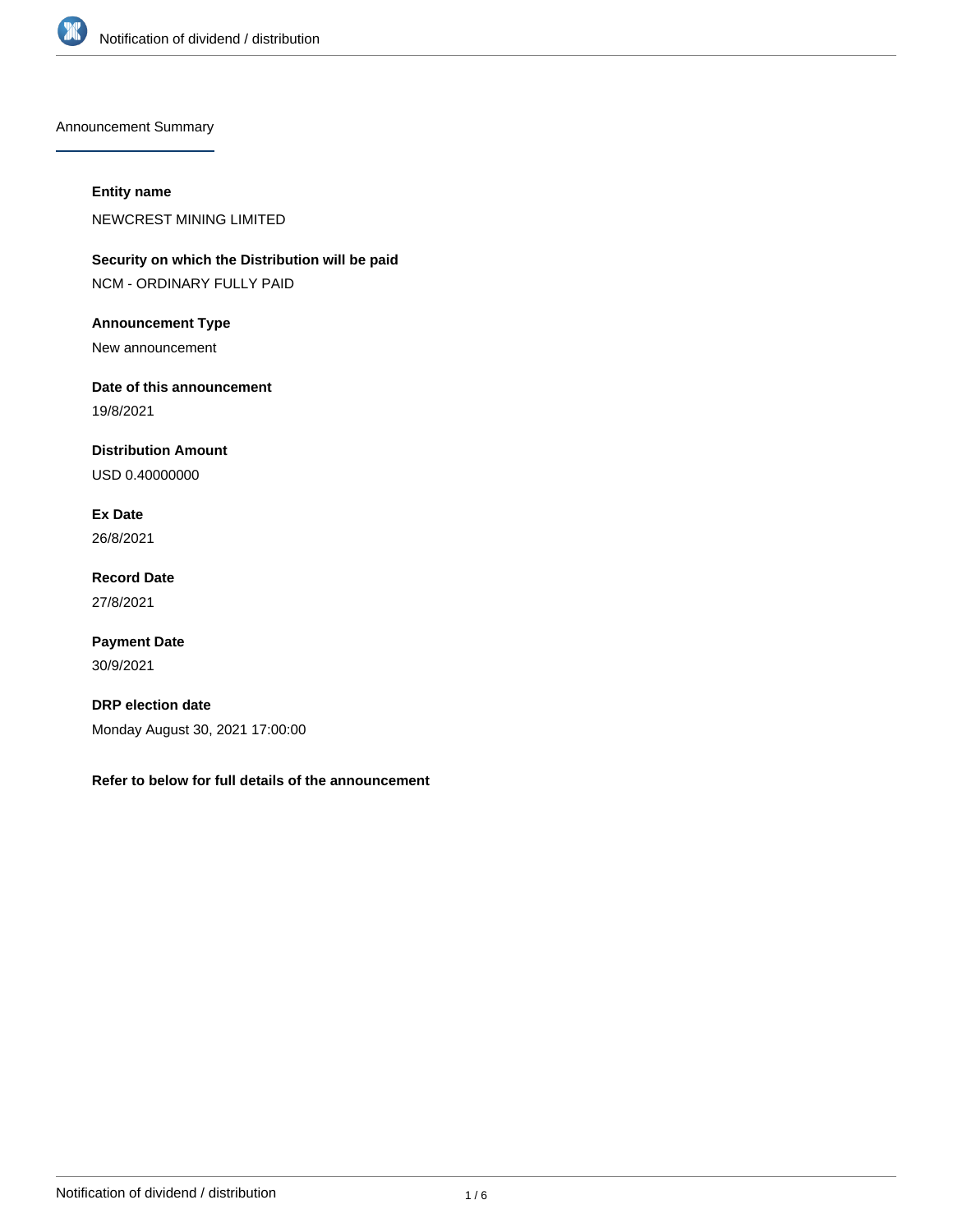Announcement Summary

**Entity name**

NEWCREST MINING LIMITED

**Security on which the Distribution will be paid**

NCM - ORDINARY FULLY PAID

**Announcement Type**

New announcement

**Date of this announcement**

19/8/2021

**Distribution Amount**

USD 0.40000000

**Ex Date**

26/8/2021

**Record Date**

27/8/2021

**Payment Date**

30/9/2021

**DRP election date**

Monday August 30, 2021 17:00:00

**Refer to below for full details of the announcement**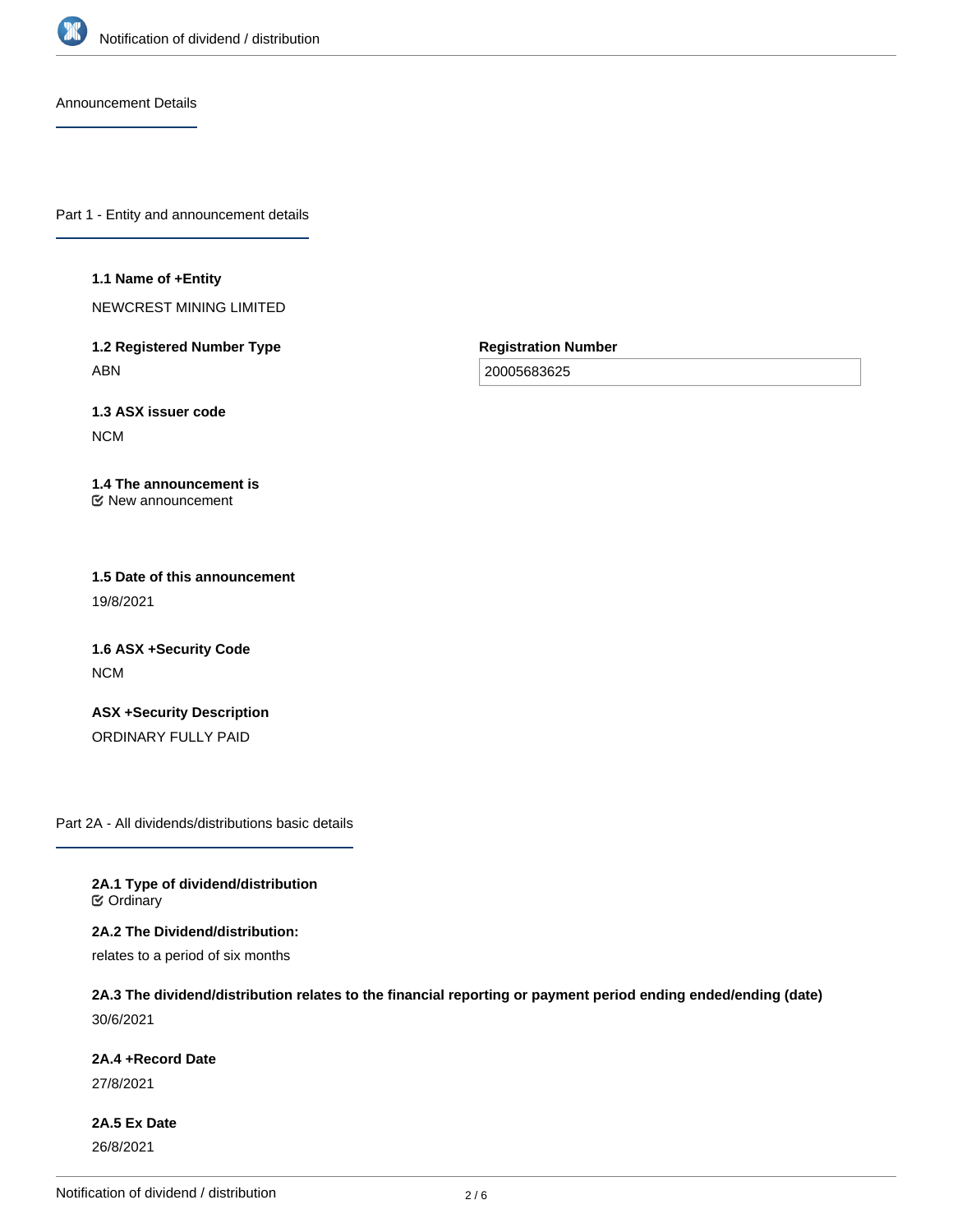## Announcement Details

## Part 1 - Entity and announcement details

**1.1 Name of +Entity**

NEWCREST MINING LIMITED

**1.2 Registered Number Type**

ABN

**Registration Number**

20005683625

**1.3 ASX issuer code**

NCM

**1.4 The announcement is**

☑ New announcement

**1.5 Date of this announcement**

19/8/2021

**1.6 ASX +Security Code**

NCM

**ASX +Security Description**

ORDINARY FULLY PAID

## Part 2A - All dividends/distributions basic details

**2A.1 Type of dividend/distribution**

☑ Ordinary

**2A.2 The Dividend/distribution:**

relates to a period of six months

**2A.3 The dividend/distribution relates to the financial reporting or payment period ending ended/ending (date)**

30/6/2021

**2A.4 +Record Date**

27/8/2021

**2A.5 Ex Date**

26/8/2021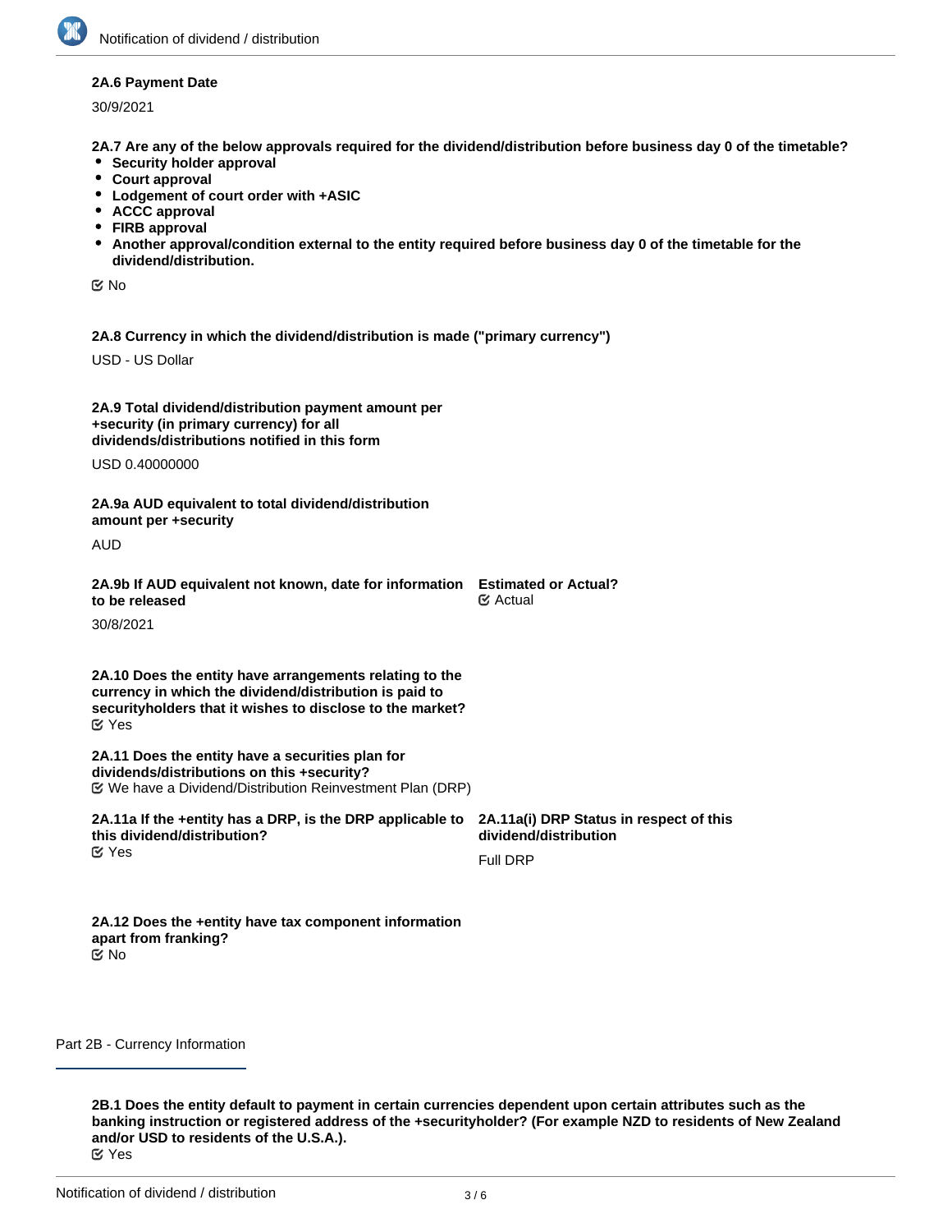**2A.6 Payment Date**

30/9/2021

**2A.7 Are any of the below approvals required for the dividend/distribution before business day 0 of the timetable?**

- **Security holder approval**
- **Court approval**
- **Lodgement of court order with +ASIC**
- **ACCC approval**
- **FIRB approval**
- **Another approval/condition external to the entity required before business day 0 of the timetable for the dividend/distribution.**

☑ No

**2A.8 Currency in which the dividend/distribution is made ("primary currency")**

USD - US Dollar

**2A.9 Total dividend/distribution payment amount per +security (in primary currency) for all dividends/distributions notified in this form**

USD 0.40000000

**2A.9a AUD equivalent to total dividend/distribution amount per +security**

AUD

**2A.9b If AUD equivalent not known, date for information to be released**

30/8/2021

**Estimated or Actual?**

☑ Actual

**2A.10 Does the entity have arrangements relating to the currency in which the dividend/distribution is paid to securityholders that it wishes to disclose to the market?**

☑ Yes

**2A.11 Does the entity have a securities plan for dividends/distributions on this +security?**

☑ We have a Dividend/Distribution Reinvestment Plan (DRP)

**2A.11a If the +entity has a DRP, is the DRP applicable to this dividend/distribution?**

☑ Yes

**2A.11a(i) DRP Status in respect of this dividend/distribution**

Full DRP

**2A.12 Does the +entity have tax component information apart from franking?**

☑ No

## Part 2B - Currency Information

**2B.1 Does the entity default to payment in certain currencies dependent upon certain attributes such as the banking instruction or registered address of the +securityholder? (For example NZD to residents of New Zealand and/or USD to residents of the U.S.A.).**

☑ Yes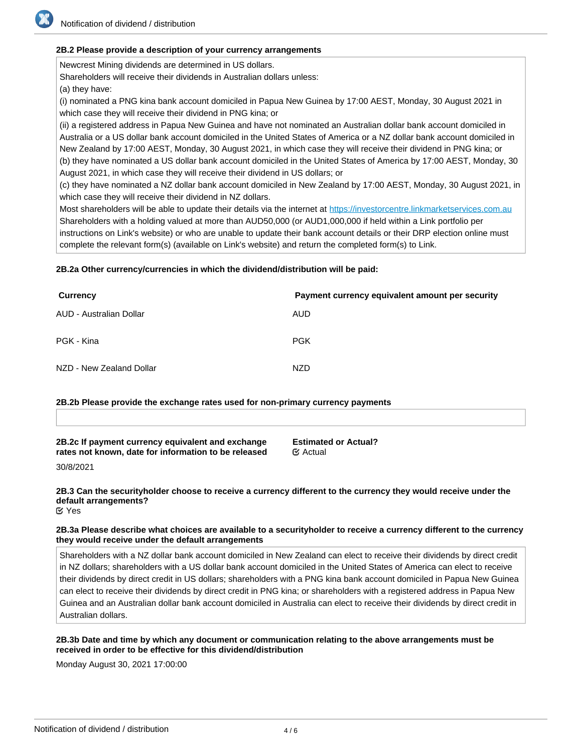#### 2B.2 Please provide a description of your currency arrangements

Newcrest Mining dividends are determined in US dollars.
Shareholders will receive their dividends in Australian dollars unless:
(a) they have:
(i) nominated a PNG kina bank account domiciled in Papua New Guinea by 17:00 AEST, Monday, 30 August 2021 in which case they will receive their dividend in PNG kina; or
(ii) a registered address in Papua New Guinea and have not nominated an Australian dollar bank account domiciled in Australia or a US dollar bank account domiciled in the United States of America or a NZ dollar bank account domiciled in New Zealand by 17:00 AEST, Monday, 30 August 2021, in which case they will receive their dividend in PNG kina; or
(b) they have nominated a US dollar bank account domiciled in the United States of America by 17:00 AEST, Monday, 30 August 2021, in which case they will receive their dividend in US dollars; or
(c) they have nominated a NZ dollar bank account domiciled in New Zealand by 17:00 AEST, Monday, 30 August 2021, in which case they will receive their dividend in NZ dollars.
Most shareholders will be able to update their details via the internet at https://investorcentre.linkmarketservices.com.au
Shareholders with a holding valued at more than AUD50,000 (or AUD1,000,000 if held within a Link portfolio per instructions on Link's website) or who are unable to update their bank account details or their DRP election online must complete the relevant form(s) (available on Link's website) and return the completed form(s) to Link.

#### 2B.2a Other currency/currencies in which the dividend/distribution will be paid:

| Currency | Payment currency equivalent amount per security |
|---|---|
| AUD - Australian Dollar | AUD |
| PGK - Kina | PGK |
| NZD - New Zealand Dollar | NZD |

#### 2B.2b Please provide the exchange rates used for non-primary currency payments

#### 2B.2c If payment currency equivalent and exchange rates not known, date for information to be released

30/8/2021

**Estimated or Actual?**
☑ Actual

#### 2B.3 Can the securityholder choose to receive a currency different to the currency they would receive under the default arrangements?

☑ Yes

#### 2B.3a Please describe what choices are available to a securityholder to receive a currency different to the currency they would receive under the default arrangements

Shareholders with a NZ dollar bank account domiciled in New Zealand can elect to receive their dividends by direct credit in NZ dollars; shareholders with a US dollar bank account domiciled in the United States of America can elect to receive their dividends by direct credit in US dollars; shareholders with a PNG kina bank account domiciled in Papua New Guinea can elect to receive their dividends by direct credit in PNG kina; or shareholders with a registered address in Papua New Guinea and an Australian dollar bank account domiciled in Australia can elect to receive their dividends by direct credit in Australian dollars.

#### 2B.3b Date and time by which any document or communication relating to the above arrangements must be received in order to be effective for this dividend/distribution

Monday August 30, 2021 17:00:00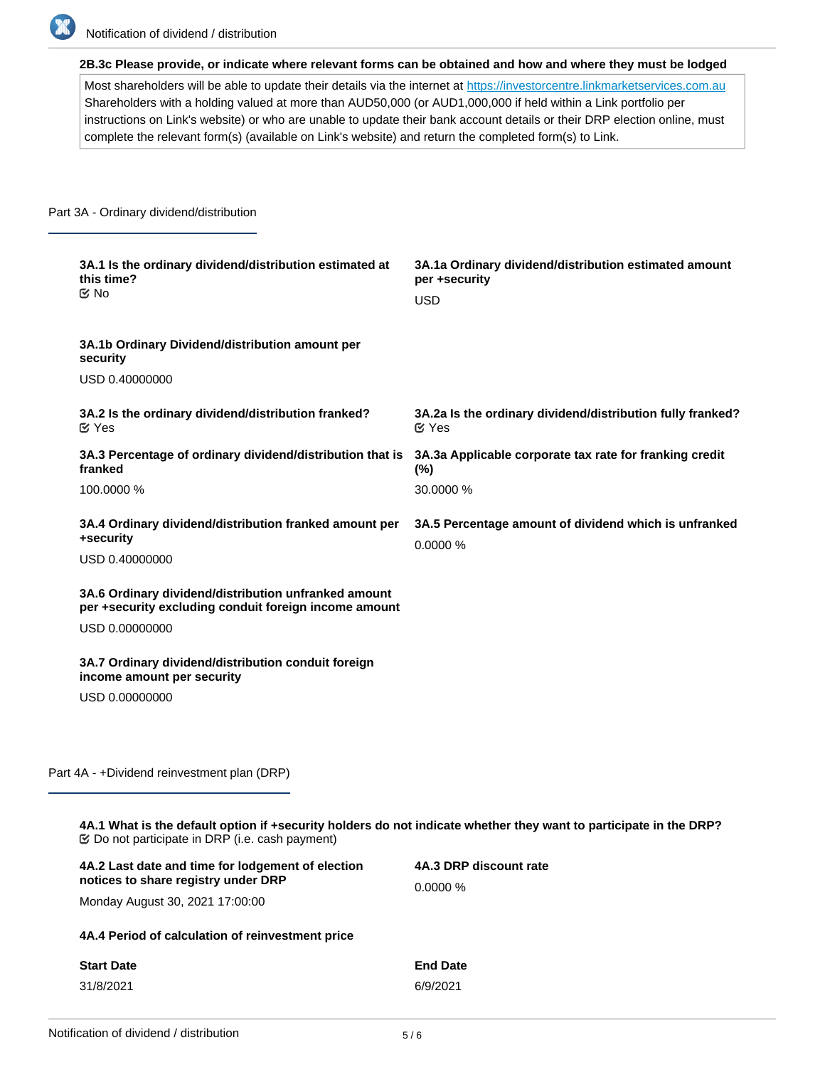**2B.3c Please provide, or indicate where relevant forms can be obtained and how and where they must be lodged**

Most shareholders will be able to update their details via the internet at https://investorcentre.linkmarketservices.com.au
Shareholders with a holding valued at more than AUD50,000 (or AUD1,000,000 if held within a Link portfolio per instructions on Link's website) or who are unable to update their bank account details or their DRP election online, must complete the relevant form(s) (available on Link's website) and return the completed form(s) to Link.

## Part 3A - Ordinary dividend/distribution

**3A.1 Is the ordinary dividend/distribution estimated at this time?**
No

**3A.1a Ordinary dividend/distribution estimated amount per +security**
USD

**3A.1b Ordinary Dividend/distribution amount per security**
USD 0.40000000

**3A.2 Is the ordinary dividend/distribution franked?**
Yes

**3A.2a Is the ordinary dividend/distribution fully franked?**
Yes

**3A.3 Percentage of ordinary dividend/distribution that is franked**
100.0000 %

**3A.3a Applicable corporate tax rate for franking credit (%)**
30.0000 %

**3A.4 Ordinary dividend/distribution franked amount per +security**
USD 0.40000000

**3A.5 Percentage amount of dividend which is unfranked**
0.0000 %

**3A.6 Ordinary dividend/distribution unfranked amount per +security excluding conduit foreign income amount**
USD 0.00000000

**3A.7 Ordinary dividend/distribution conduit foreign income amount per security**
USD 0.00000000

## Part 4A - +Dividend reinvestment plan (DRP)

**4A.1 What is the default option if +security holders do not indicate whether they want to participate in the DRP?**
Do not participate in DRP (i.e. cash payment)

**4A.2 Last date and time for lodgement of election notices to share registry under DRP**
Monday August 30, 2021 17:00:00

**4A.3 DRP discount rate**
0.0000 %

**4A.4 Period of calculation of reinvestment price**

| Start Date | End Date |
|---|---|
| 31/8/2021 | 6/9/2021 |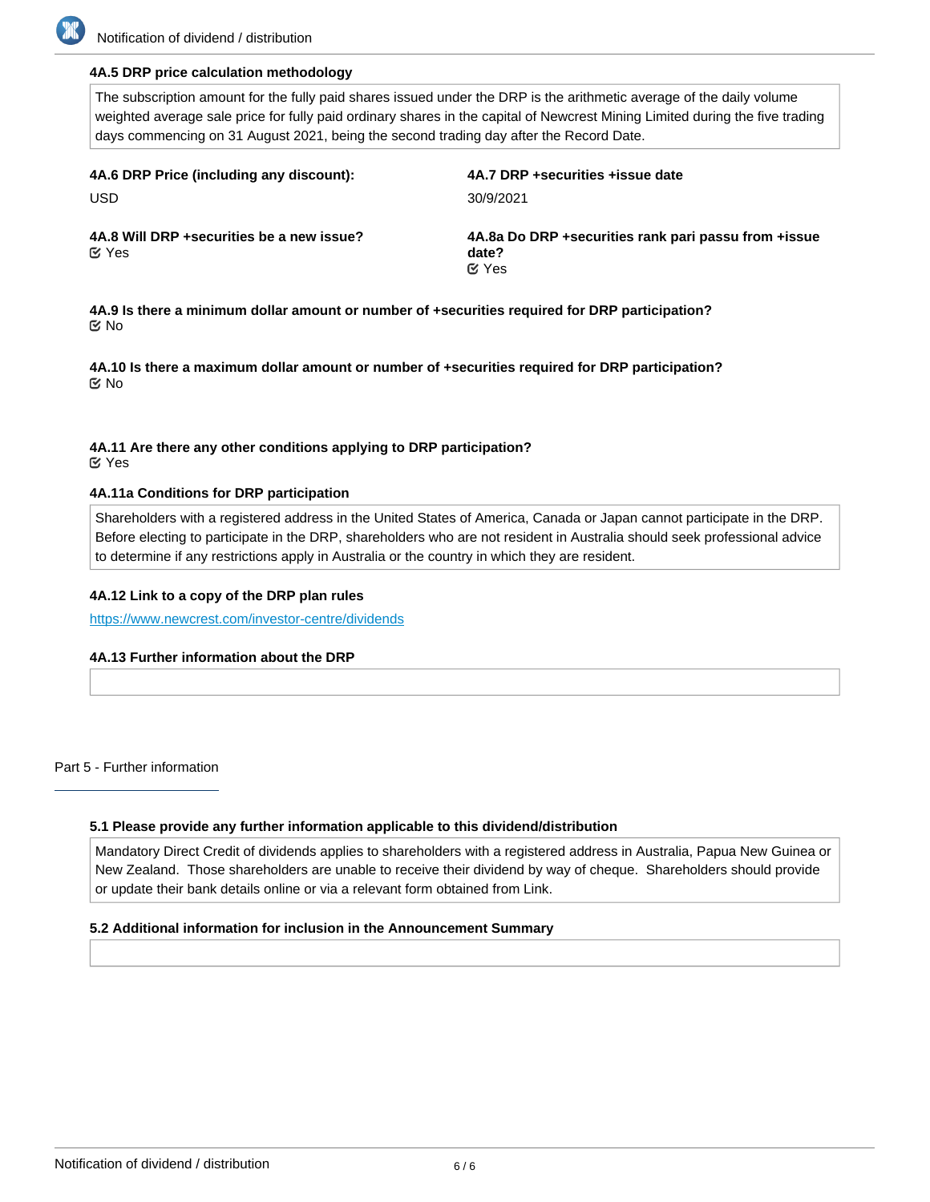#### 4A.5 DRP price calculation methodology

The subscription amount for the fully paid shares issued under the DRP is the arithmetic average of the daily volume weighted average sale price for fully paid ordinary shares in the capital of Newcrest Mining Limited during the five trading days commencing on 31 August 2021, being the second trading day after the Record Date.

#### 4A.6 DRP Price (including any discount):

USD

#### 4A.7 DRP +securities +issue date

30/9/2021

#### 4A.8 Will DRP +securities be a new issue?

Yes

#### 4A.8a Do DRP +securities rank pari passu from +issue date?

Yes

#### 4A.9 Is there a minimum dollar amount or number of +securities required for DRP participation?

No

#### 4A.10 Is there a maximum dollar amount or number of +securities required for DRP participation?

No

#### 4A.11 Are there any other conditions applying to DRP participation?

Yes

#### 4A.11a Conditions for DRP participation

Shareholders with a registered address in the United States of America, Canada or Japan cannot participate in the DRP. Before electing to participate in the DRP, shareholders who are not resident in Australia should seek professional advice to determine if any restrictions apply in Australia or the country in which they are resident.

#### 4A.12 Link to a copy of the DRP plan rules

https://www.newcrest.com/investor-centre/dividends

#### 4A.13 Further information about the DRP

## Part 5 - Further information

#### 5.1 Please provide any further information applicable to this dividend/distribution

Mandatory Direct Credit of dividends applies to shareholders with a registered address in Australia, Papua New Guinea or New Zealand. Those shareholders are unable to receive their dividend by way of cheque. Shareholders should provide or update their bank details online or via a relevant form obtained from Link.

#### 5.2 Additional information for inclusion in the Announcement Summary